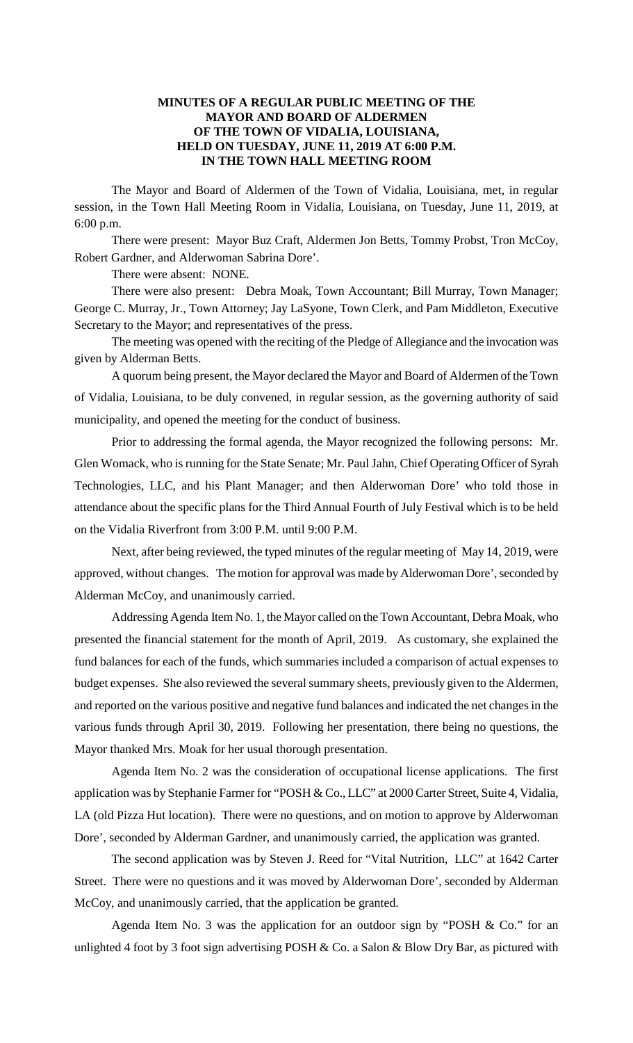**MINUTES OF A REGULAR PUBLIC MEETING OF THE MAYOR AND BOARD OF ALDERMEN OF THE TOWN OF VIDALIA, LOUISIANA, HELD ON TUESDAY, JUNE 11, 2019 AT 6:00 P.M. IN THE TOWN HALL MEETING ROOM**

The Mayor and Board of Aldermen of the Town of Vidalia, Louisiana, met, in regular session, in the Town Hall Meeting Room in Vidalia, Louisiana, on Tuesday, June 11, 2019, at 6:00 p.m.

There were present: Mayor Buz Craft, Aldermen Jon Betts, Tommy Probst, Tron McCoy, Robert Gardner, and Alderwoman Sabrina Dore'.

There were absent: NONE.

There were also present: Debra Moak, Town Accountant; Bill Murray, Town Manager; George C. Murray, Jr., Town Attorney; Jay LaSyone, Town Clerk, and Pam Middleton, Executive Secretary to the Mayor; and representatives of the press.

The meeting was opened with the reciting of the Pledge of Allegiance and the invocation was given by Alderman Betts.

A quorum being present, the Mayor declared the Mayor and Board of Aldermen of the Town of Vidalia, Louisiana, to be duly convened, in regular session, as the governing authority of said municipality, and opened the meeting for the conduct of business.

Prior to addressing the formal agenda, the Mayor recognized the following persons: Mr. Glen Womack, who is running for the State Senate; Mr. Paul Jahn, Chief Operating Officer of Syrah Technologies, LLC, and his Plant Manager; and then Alderwoman Dore' who told those in attendance about the specific plans for the Third Annual Fourth of July Festival which is to be held on the Vidalia Riverfront from 3:00 P.M. until 9:00 P.M.

Next, after being reviewed, the typed minutes of the regular meeting of May 14, 2019, were approved, without changes. The motion for approval was made by Alderwoman Dore', seconded by Alderman McCoy, and unanimously carried.

Addressing Agenda Item No. 1, the Mayor called on the Town Accountant, Debra Moak, who presented the financial statement for the month of April, 2019. As customary, she explained the fund balances for each of the funds, which summaries included a comparison of actual expenses to budget expenses. She also reviewed the several summary sheets, previously given to the Aldermen, and reported on the various positive and negative fund balances and indicated the net changes in the various funds through April 30, 2019. Following her presentation, there being no questions, the Mayor thanked Mrs. Moak for her usual thorough presentation.

Agenda Item No. 2 was the consideration of occupational license applications. The first application was by Stephanie Farmer for "POSH & Co., LLC" at 2000 Carter Street, Suite 4, Vidalia, LA (old Pizza Hut location). There were no questions, and on motion to approve by Alderwoman Dore', seconded by Alderman Gardner, and unanimously carried, the application was granted.

The second application was by Steven J. Reed for "Vital Nutrition, LLC" at 1642 Carter Street. There were no questions and it was moved by Alderwoman Dore', seconded by Alderman McCoy, and unanimously carried, that the application be granted.

Agenda Item No. 3 was the application for an outdoor sign by "POSH & Co." for an unlighted 4 foot by 3 foot sign advertising POSH & Co. a Salon & Blow Dry Bar, as pictured with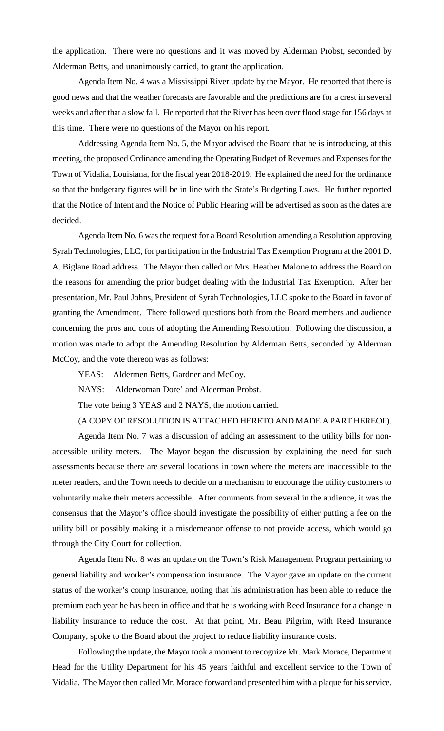the application. There were no questions and it was moved by Alderman Probst, seconded by Alderman Betts, and unanimously carried, to grant the application.

Agenda Item No. 4 was a Mississippi River update by the Mayor. He reported that there is good news and that the weather forecasts are favorable and the predictions are for a crest in several weeks and after that a slow fall. He reported that the River has been over flood stage for 156 days at this time. There were no questions of the Mayor on his report.

Addressing Agenda Item No. 5, the Mayor advised the Board that he is introducing, at this meeting, the proposed Ordinance amending the Operating Budget of Revenues and Expenses for the Town of Vidalia, Louisiana, for the fiscal year 2018-2019. He explained the need for the ordinance so that the budgetary figures will be in line with the State's Budgeting Laws. He further reported that the Notice of Intent and the Notice of Public Hearing will be advertised as soon as the dates are decided.

Agenda Item No. 6 was the request for a Board Resolution amending a Resolution approving Syrah Technologies, LLC, for participation in the Industrial Tax Exemption Program at the 2001 D. A. Biglane Road address. The Mayor then called on Mrs. Heather Malone to address the Board on the reasons for amending the prior budget dealing with the Industrial Tax Exemption. After her presentation, Mr. Paul Johns, President of Syrah Technologies, LLC spoke to the Board in favor of granting the Amendment. There followed questions both from the Board members and audience concerning the pros and cons of adopting the Amending Resolution. Following the discussion, a motion was made to adopt the Amending Resolution by Alderman Betts, seconded by Alderman McCoy, and the vote thereon was as follows:

YEAS: Aldermen Betts, Gardner and McCoy.

NAYS: Alderwoman Dore' and Alderman Probst.

The vote being 3 YEAS and 2 NAYS, the motion carried.

(A COPY OF RESOLUTION IS ATTACHED HERETO AND MADE A PART HEREOF).

Agenda Item No. 7 was a discussion of adding an assessment to the utility bills for non-accessible utility meters. The Mayor began the discussion by explaining the need for such assessments because there are several locations in town where the meters are inaccessible to the meter readers, and the Town needs to decide on a mechanism to encourage the utility customers to voluntarily make their meters accessible. After comments from several in the audience, it was the consensus that the Mayor's office should investigate the possibility of either putting a fee on the utility bill or possibly making it a misdemeanor offense to not provide access, which would go through the City Court for collection.

Agenda Item No. 8 was an update on the Town's Risk Management Program pertaining to general liability and worker's compensation insurance. The Mayor gave an update on the current status of the worker's comp insurance, noting that his administration has been able to reduce the premium each year he has been in office and that he is working with Reed Insurance for a change in liability insurance to reduce the cost. At that point, Mr. Beau Pilgrim, with Reed Insurance Company, spoke to the Board about the project to reduce liability insurance costs.

Following the update, the Mayor took a moment to recognize Mr. Mark Morace, Department Head for the Utility Department for his 45 years faithful and excellent service to the Town of Vidalia. The Mayor then called Mr. Morace forward and presented him with a plaque for his service.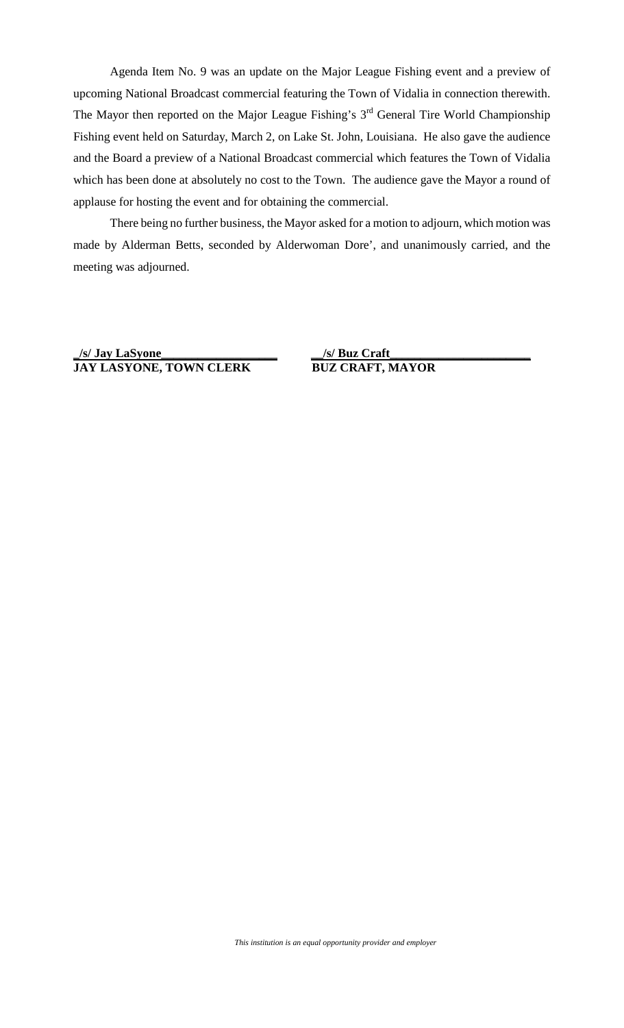Agenda Item No. 9 was an update on the Major League Fishing event and a preview of upcoming National Broadcast commercial featuring the Town of Vidalia in connection therewith. The Mayor then reported on the Major League Fishing's 3rd General Tire World Championship Fishing event held on Saturday, March 2, on Lake St. John, Louisiana. He also gave the audience and the Board a preview of a National Broadcast commercial which features the Town of Vidalia which has been done at absolutely no cost to the Town. The audience gave the Mayor a round of applause for hosting the event and for obtaining the commercial.

There being no further business, the Mayor asked for a motion to adjourn, which motion was made by Alderman Betts, seconded by Alderwoman Dore', and unanimously carried, and the meeting was adjourned.

**_/s/ Jay LaSyone___________________**
**JAY LASYONE, TOWN CLERK**

**__/s/ Buz Craft_______________________**
**BUZ CRAFT, MAYOR**

*This institution is an equal opportunity provider and employer*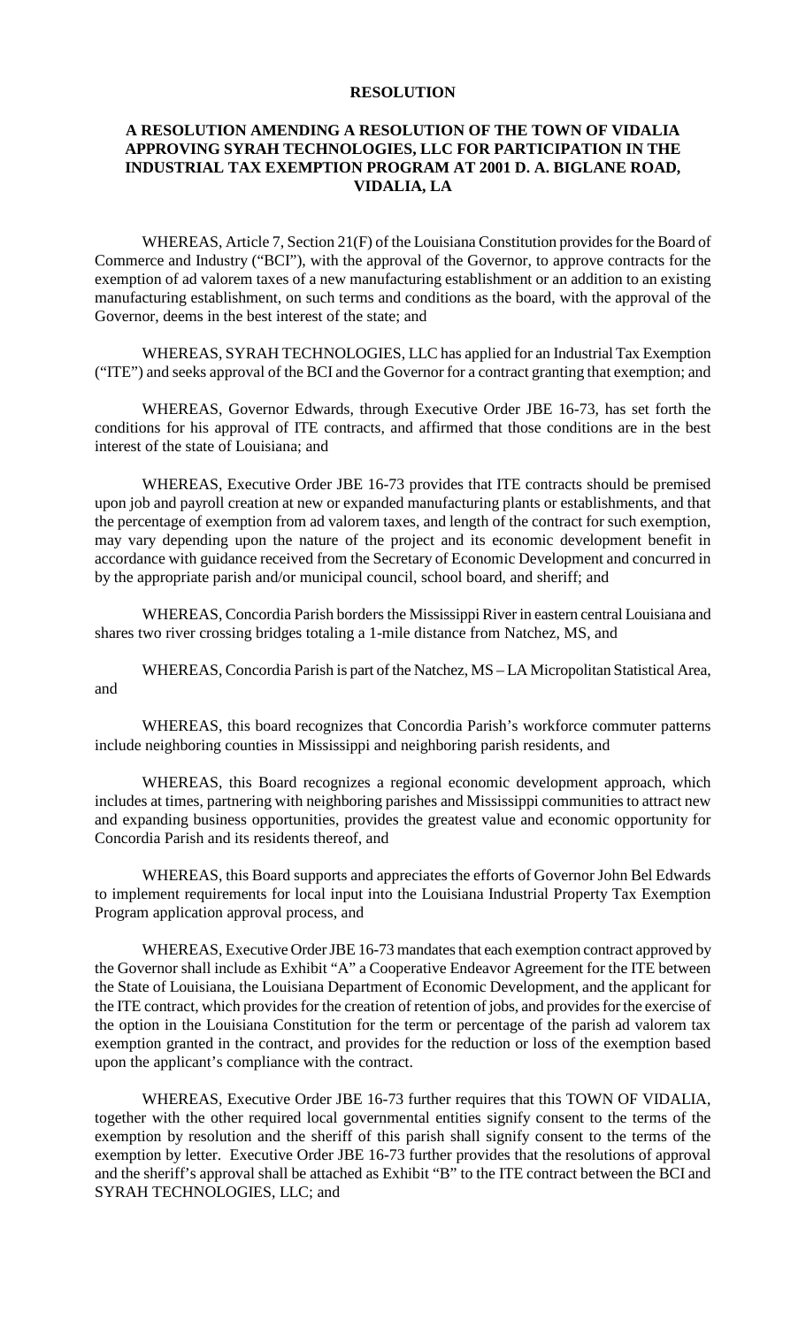**RESOLUTION**

**A RESOLUTION AMENDING A RESOLUTION OF THE TOWN OF VIDALIA APPROVING SYRAH TECHNOLOGIES, LLC FOR PARTICIPATION IN THE INDUSTRIAL TAX EXEMPTION PROGRAM AT 2001 D. A. BIGLANE ROAD, VIDALIA, LA**

WHEREAS, Article 7, Section 21(F) of the Louisiana Constitution provides for the Board of Commerce and Industry ("BCI"), with the approval of the Governor, to approve contracts for the exemption of ad valorem taxes of a new manufacturing establishment or an addition to an existing manufacturing establishment, on such terms and conditions as the board, with the approval of the Governor, deems in the best interest of the state; and

WHEREAS, SYRAH TECHNOLOGIES, LLC has applied for an Industrial Tax Exemption ("ITE") and seeks approval of the BCI and the Governor for a contract granting that exemption; and

WHEREAS, Governor Edwards, through Executive Order JBE 16-73, has set forth the conditions for his approval of ITE contracts, and affirmed that those conditions are in the best interest of the state of Louisiana; and

WHEREAS, Executive Order JBE 16-73 provides that ITE contracts should be premised upon job and payroll creation at new or expanded manufacturing plants or establishments, and that the percentage of exemption from ad valorem taxes, and length of the contract for such exemption, may vary depending upon the nature of the project and its economic development benefit in accordance with guidance received from the Secretary of Economic Development and concurred in by the appropriate parish and/or municipal council, school board, and sheriff; and

WHEREAS, Concordia Parish borders the Mississippi River in eastern central Louisiana and shares two river crossing bridges totaling a 1-mile distance from Natchez, MS, and

WHEREAS, Concordia Parish is part of the Natchez, MS – LA Micropolitan Statistical Area, and

WHEREAS, this board recognizes that Concordia Parish's workforce commuter patterns include neighboring counties in Mississippi and neighboring parish residents, and

WHEREAS, this Board recognizes a regional economic development approach, which includes at times, partnering with neighboring parishes and Mississippi communities to attract new and expanding business opportunities, provides the greatest value and economic opportunity for Concordia Parish and its residents thereof, and

WHEREAS, this Board supports and appreciates the efforts of Governor John Bel Edwards to implement requirements for local input into the Louisiana Industrial Property Tax Exemption Program application approval process, and

WHEREAS, Executive Order JBE 16-73 mandates that each exemption contract approved by the Governor shall include as Exhibit "A" a Cooperative Endeavor Agreement for the ITE between the State of Louisiana, the Louisiana Department of Economic Development, and the applicant for the ITE contract, which provides for the creation of retention of jobs, and provides for the exercise of the option in the Louisiana Constitution for the term or percentage of the parish ad valorem tax exemption granted in the contract, and provides for the reduction or loss of the exemption based upon the applicant's compliance with the contract.

WHEREAS, Executive Order JBE 16-73 further requires that this TOWN OF VIDALIA, together with the other required local governmental entities signify consent to the terms of the exemption by resolution and the sheriff of this parish shall signify consent to the terms of the exemption by letter. Executive Order JBE 16-73 further provides that the resolutions of approval and the sheriff's approval shall be attached as Exhibit "B" to the ITE contract between the BCI and SYRAH TECHNOLOGIES, LLC; and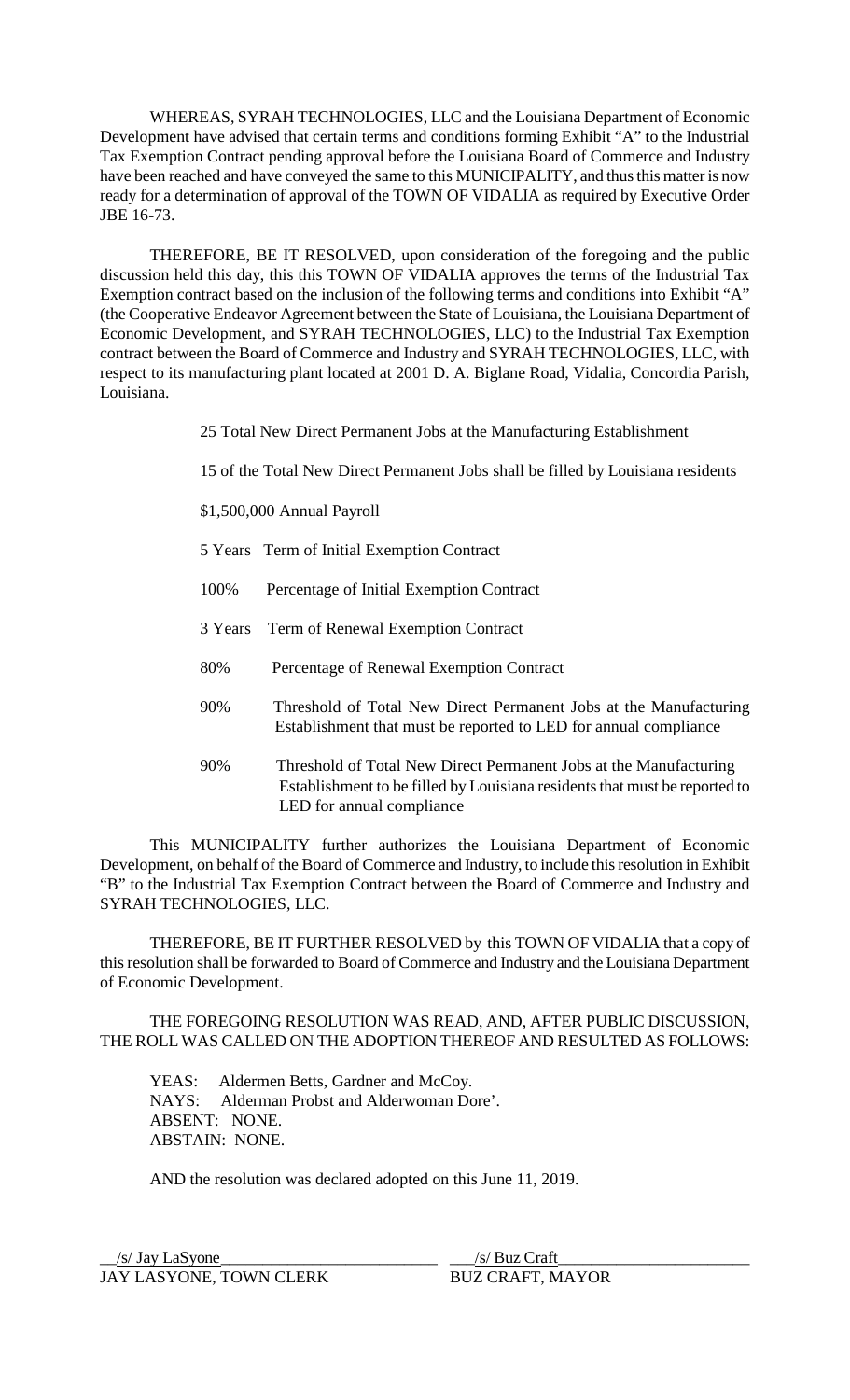WHEREAS, SYRAH TECHNOLOGIES, LLC and the Louisiana Department of Economic Development have advised that certain terms and conditions forming Exhibit "A" to the Industrial Tax Exemption Contract pending approval before the Louisiana Board of Commerce and Industry have been reached and have conveyed the same to this MUNICIPALITY, and thus this matter is now ready for a determination of approval of the TOWN OF VIDALIA as required by Executive Order JBE 16-73.

THEREFORE, BE IT RESOLVED, upon consideration of the foregoing and the public discussion held this day, this this TOWN OF VIDALIA approves the terms of the Industrial Tax Exemption contract based on the inclusion of the following terms and conditions into Exhibit "A" (the Cooperative Endeavor Agreement between the State of Louisiana, the Louisiana Department of Economic Development, and SYRAH TECHNOLOGIES, LLC) to the Industrial Tax Exemption contract between the Board of Commerce and Industry and SYRAH TECHNOLOGIES, LLC, with respect to its manufacturing plant located at 2001 D. A. Biglane Road, Vidalia, Concordia Parish, Louisiana.

25 Total New Direct Permanent Jobs at the Manufacturing Establishment

15 of the Total New Direct Permanent Jobs shall be filled by Louisiana residents

$1,500,000 Annual Payroll

| | |
|---|---|
| 5 Years | Term of Initial Exemption Contract |
| 100% | Percentage of Initial Exemption Contract |
| 3 Years | Term of Renewal Exemption Contract |
| 80% | Percentage of Renewal Exemption Contract |
| 90% | Threshold of Total New Direct Permanent Jobs at the Manufacturing Establishment that must be reported to LED for annual compliance |
| 90% | Threshold of Total New Direct Permanent Jobs at the Manufacturing Establishment to be filled by Louisiana residents that must be reported to LED for annual compliance |

This MUNICIPALITY further authorizes the Louisiana Department of Economic Development, on behalf of the Board of Commerce and Industry, to include this resolution in Exhibit "B" to the Industrial Tax Exemption Contract between the Board of Commerce and Industry and SYRAH TECHNOLOGIES, LLC.

THEREFORE, BE IT FURTHER RESOLVED by this TOWN OF VIDALIA that a copy of this resolution shall be forwarded to Board of Commerce and Industry and the Louisiana Department of Economic Development.

THE FOREGOING RESOLUTION WAS READ, AND, AFTER PUBLIC DISCUSSION, THE ROLL WAS CALLED ON THE ADOPTION THEREOF AND RESULTED AS FOLLOWS:

YEAS: Aldermen Betts, Gardner and McCoy.
NAYS: Alderman Probst and Alderwoman Dore'.
ABSENT: NONE.
ABSTAIN: NONE.

AND the resolution was declared adopted on this June 11, 2019.

/s/ Jay LaSyone
JAY LASYONE, TOWN CLERK

/s/ Buz Craft
BUZ CRAFT, MAYOR